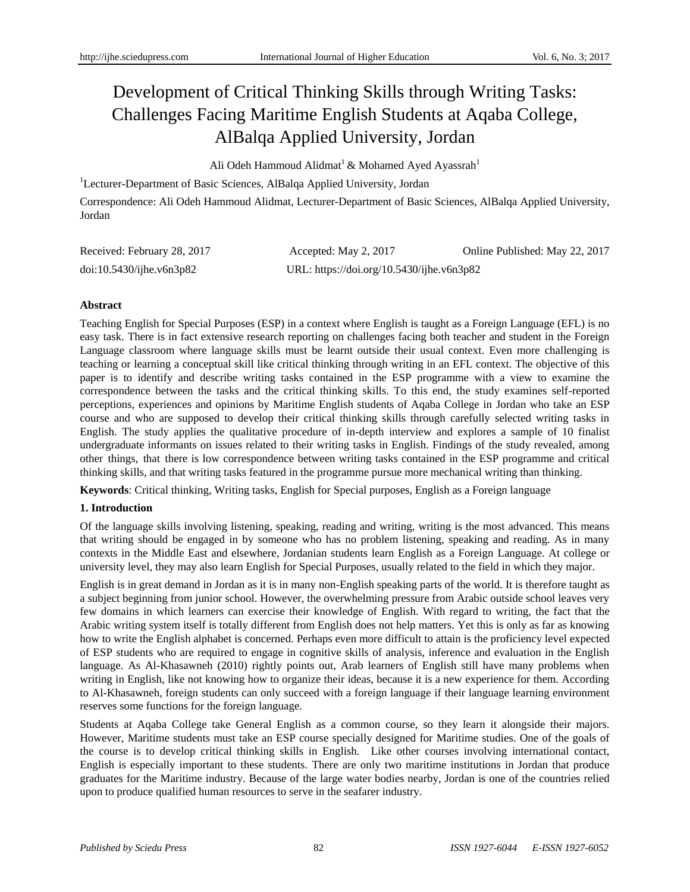# Development of Critical Thinking Skills through Writing Tasks: Challenges Facing Maritime English Students at Aqaba College, AlBalqa Applied University, Jordan

Ali Odeh Hammoud Alidmat[1] & Mohamed Ayed Ayassrah[1]

[1]Lecturer-Department of Basic Sciences, AlBalqa Applied University, Jordan

Correspondence: Ali Odeh Hammoud Alidmat, Lecturer-Department of Basic Sciences, AlBalqa Applied University, Jordan

Received: February 28, 2017 Accepted: May 2, 2017 Online Published: May 22, 2017

doi:10.5430/ijhe.v6n3p82 URL: https://doi.org/10.5430/ijhe.v6n3p82

## Abstract

Teaching English for Special Purposes (ESP) in a context where English is taught as a Foreign Language (EFL) is no easy task. There is in fact extensive research reporting on challenges facing both teacher and student in the Foreign Language classroom where language skills must be learnt outside their usual context. Even more challenging is teaching or learning a conceptual skill like critical thinking through writing in an EFL context. The objective of this paper is to identify and describe writing tasks contained in the ESP programme with a view to examine the correspondence between the tasks and the critical thinking skills. To this end, the study examines self-reported perceptions, experiences and opinions by Maritime English students of Aqaba College in Jordan who take an ESP course and who are supposed to develop their critical thinking skills through carefully selected writing tasks in English. The study applies the qualitative procedure of in-depth interview and explores a sample of 10 finalist undergraduate informants on issues related to their writing tasks in English. Findings of the study revealed, among other things, that there is low correspondence between writing tasks contained in the ESP programme and critical thinking skills, and that writing tasks featured in the programme pursue more mechanical writing than thinking.

**Keywords**: Critical thinking, Writing tasks, English for Special purposes, English as a Foreign language

## 1. Introduction

Of the language skills involving listening, speaking, reading and writing, writing is the most advanced. This means that writing should be engaged in by someone who has no problem listening, speaking and reading. As in many contexts in the Middle East and elsewhere, Jordanian students learn English as a Foreign Language. At college or university level, they may also learn English for Special Purposes, usually related to the field in which they major.

English is in great demand in Jordan as it is in many non-English speaking parts of the world. It is therefore taught as a subject beginning from junior school. However, the overwhelming pressure from Arabic outside school leaves very few domains in which learners can exercise their knowledge of English. With regard to writing, the fact that the Arabic writing system itself is totally different from English does not help matters. Yet this is only as far as knowing how to write the English alphabet is concerned. Perhaps even more difficult to attain is the proficiency level expected of ESP students who are required to engage in cognitive skills of analysis, inference and evaluation in the English language. As Al-Khasawneh (2010) rightly points out, Arab learners of English still have many problems when writing in English, like not knowing how to organize their ideas, because it is a new experience for them. According to Al-Khasawneh, foreign students can only succeed with a foreign language if their language learning environment reserves some functions for the foreign language.

Students at Aqaba College take General English as a common course, so they learn it alongside their majors. However, Maritime students must take an ESP course specially designed for Maritime studies. One of the goals of the course is to develop critical thinking skills in English. Like other courses involving international contact, English is especially important to these students. There are only two maritime institutions in Jordan that produce graduates for the Maritime industry. Because of the large water bodies nearby, Jordan is one of the countries relied upon to produce qualified human resources to serve in the seafarer industry.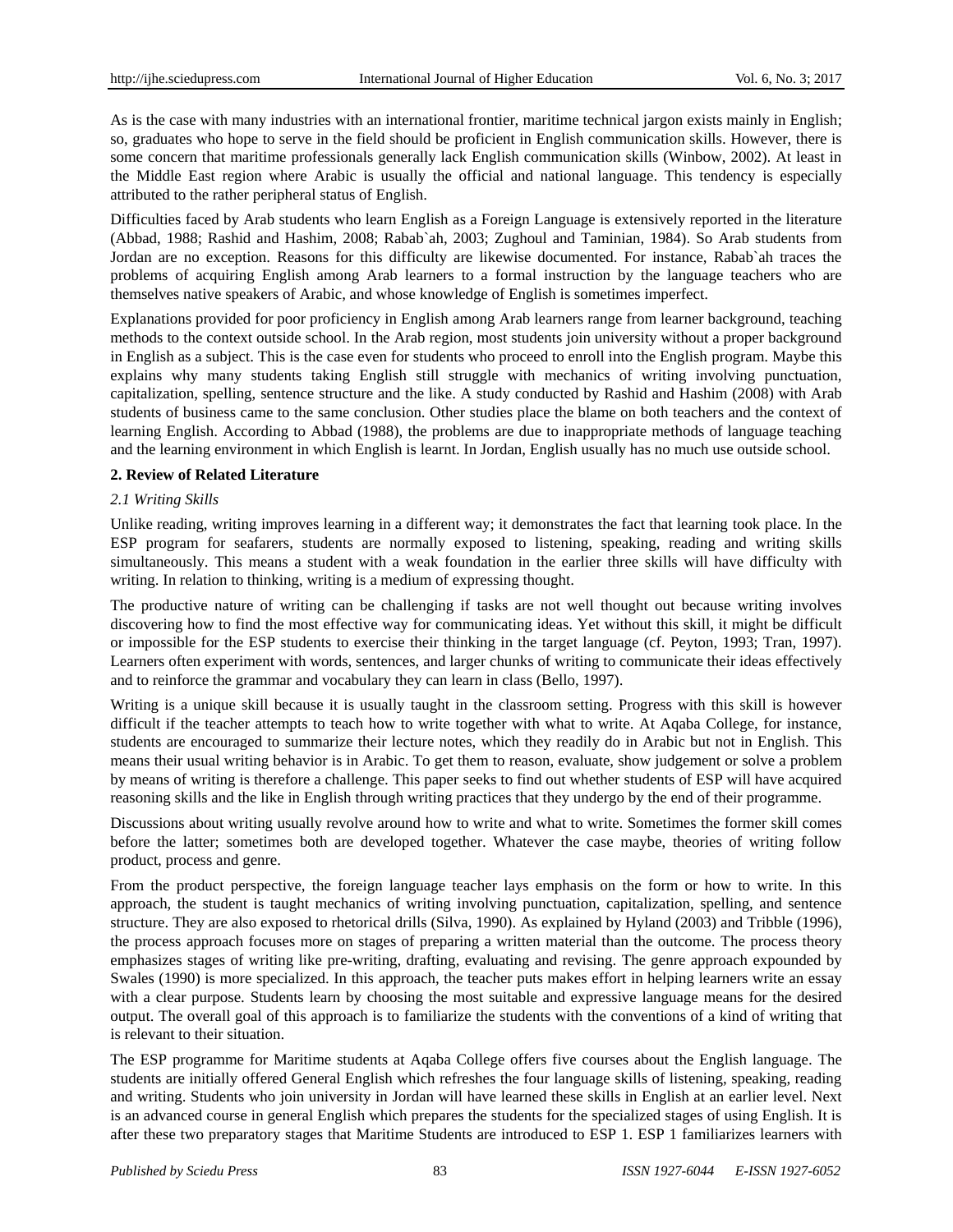As is the case with many industries with an international frontier, maritime technical jargon exists mainly in English; so, graduates who hope to serve in the field should be proficient in English communication skills. However, there is some concern that maritime professionals generally lack English communication skills (Winbow, 2002). At least in the Middle East region where Arabic is usually the official and national language. This tendency is especially attributed to the rather peripheral status of English.

Difficulties faced by Arab students who learn English as a Foreign Language is extensively reported in the literature (Abbad, 1988; Rashid and Hashim, 2008; Rabab`ah, 2003; Zughoul and Taminian, 1984). So Arab students from Jordan are no exception. Reasons for this difficulty are likewise documented. For instance, Rabab`ah traces the problems of acquiring English among Arab learners to a formal instruction by the language teachers who are themselves native speakers of Arabic, and whose knowledge of English is sometimes imperfect.

Explanations provided for poor proficiency in English among Arab learners range from learner background, teaching methods to the context outside school. In the Arab region, most students join university without a proper background in English as a subject. This is the case even for students who proceed to enroll into the English program. Maybe this explains why many students taking English still struggle with mechanics of writing involving punctuation, capitalization, spelling, sentence structure and the like. A study conducted by Rashid and Hashim (2008) with Arab students of business came to the same conclusion. Other studies place the blame on both teachers and the context of learning English. According to Abbad (1988), the problems are due to inappropriate methods of language teaching and the learning environment in which English is learnt. In Jordan, English usually has no much use outside school.

## 2. Review of Related Literature

### *2.1 Writing Skills*

Unlike reading, writing improves learning in a different way; it demonstrates the fact that learning took place. In the ESP program for seafarers, students are normally exposed to listening, speaking, reading and writing skills simultaneously. This means a student with a weak foundation in the earlier three skills will have difficulty with writing. In relation to thinking, writing is a medium of expressing thought.

The productive nature of writing can be challenging if tasks are not well thought out because writing involves discovering how to find the most effective way for communicating ideas. Yet without this skill, it might be difficult or impossible for the ESP students to exercise their thinking in the target language (cf. Peyton, 1993; Tran, 1997). Learners often experiment with words, sentences, and larger chunks of writing to communicate their ideas effectively and to reinforce the grammar and vocabulary they can learn in class (Bello, 1997).

Writing is a unique skill because it is usually taught in the classroom setting. Progress with this skill is however difficult if the teacher attempts to teach how to write together with what to write. At Aqaba College, for instance, students are encouraged to summarize their lecture notes, which they readily do in Arabic but not in English. This means their usual writing behavior is in Arabic. To get them to reason, evaluate, show judgement or solve a problem by means of writing is therefore a challenge. This paper seeks to find out whether students of ESP will have acquired reasoning skills and the like in English through writing practices that they undergo by the end of their programme.

Discussions about writing usually revolve around how to write and what to write. Sometimes the former skill comes before the latter; sometimes both are developed together. Whatever the case maybe, theories of writing follow product, process and genre.

From the product perspective, the foreign language teacher lays emphasis on the form or how to write. In this approach, the student is taught mechanics of writing involving punctuation, capitalization, spelling, and sentence structure. They are also exposed to rhetorical drills (Silva, 1990). As explained by Hyland (2003) and Tribble (1996), the process approach focuses more on stages of preparing a written material than the outcome. The process theory emphasizes stages of writing like pre-writing, drafting, evaluating and revising. The genre approach expounded by Swales (1990) is more specialized. In this approach, the teacher puts makes effort in helping learners write an essay with a clear purpose. Students learn by choosing the most suitable and expressive language means for the desired output. The overall goal of this approach is to familiarize the students with the conventions of a kind of writing that is relevant to their situation.

The ESP programme for Maritime students at Aqaba College offers five courses about the English language. The students are initially offered General English which refreshes the four language skills of listening, speaking, reading and writing. Students who join university in Jordan will have learned these skills in English at an earlier level. Next is an advanced course in general English which prepares the students for the specialized stages of using English. It is after these two preparatory stages that Maritime Students are introduced to ESP 1. ESP 1 familiarizes learners with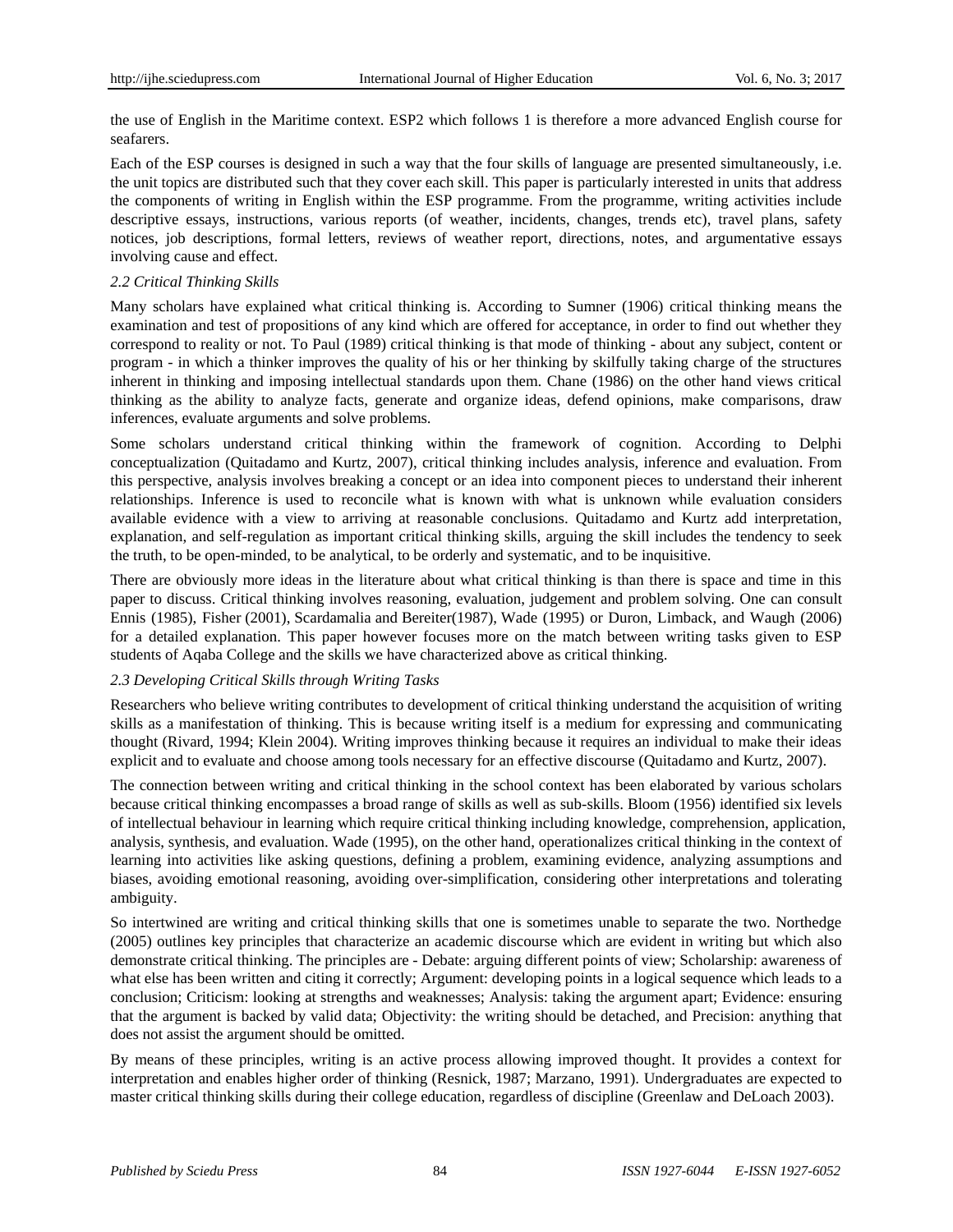the use of English in the Maritime context. ESP2 which follows 1 is therefore a more advanced English course for seafarers.

Each of the ESP courses is designed in such a way that the four skills of language are presented simultaneously, i.e. the unit topics are distributed such that they cover each skill. This paper is particularly interested in units that address the components of writing in English within the ESP programme. From the programme, writing activities include descriptive essays, instructions, various reports (of weather, incidents, changes, trends etc), travel plans, safety notices, job descriptions, formal letters, reviews of weather report, directions, notes, and argumentative essays involving cause and effect.

### *2.2 Critical Thinking Skills*

Many scholars have explained what critical thinking is. According to Sumner (1906) critical thinking means the examination and test of propositions of any kind which are offered for acceptance, in order to find out whether they correspond to reality or not. To Paul (1989) critical thinking is that mode of thinking - about any subject, content or program - in which a thinker improves the quality of his or her thinking by skilfully taking charge of the structures inherent in thinking and imposing intellectual standards upon them. Chane (1986) on the other hand views critical thinking as the ability to analyze facts, generate and organize ideas, defend opinions, make comparisons, draw inferences, evaluate arguments and solve problems.

Some scholars understand critical thinking within the framework of cognition. According to Delphi conceptualization (Quitadamo and Kurtz, 2007), critical thinking includes analysis, inference and evaluation. From this perspective, analysis involves breaking a concept or an idea into component pieces to understand their inherent relationships. Inference is used to reconcile what is known with what is unknown while evaluation considers available evidence with a view to arriving at reasonable conclusions. Quitadamo and Kurtz add interpretation, explanation, and self-regulation as important critical thinking skills, arguing the skill includes the tendency to seek the truth, to be open-minded, to be analytical, to be orderly and systematic, and to be inquisitive.

There are obviously more ideas in the literature about what critical thinking is than there is space and time in this paper to discuss. Critical thinking involves reasoning, evaluation, judgement and problem solving. One can consult Ennis (1985), Fisher (2001), Scardamalia and Bereiter(1987), Wade (1995) or Duron, Limback, and Waugh (2006) for a detailed explanation. This paper however focuses more on the match between writing tasks given to ESP students of Aqaba College and the skills we have characterized above as critical thinking.

### *2.3 Developing Critical Skills through Writing Tasks*

Researchers who believe writing contributes to development of critical thinking understand the acquisition of writing skills as a manifestation of thinking. This is because writing itself is a medium for expressing and communicating thought (Rivard, 1994; Klein 2004). Writing improves thinking because it requires an individual to make their ideas explicit and to evaluate and choose among tools necessary for an effective discourse (Quitadamo and Kurtz, 2007).

The connection between writing and critical thinking in the school context has been elaborated by various scholars because critical thinking encompasses a broad range of skills as well as sub-skills. Bloom (1956) identified six levels of intellectual behaviour in learning which require critical thinking including knowledge, comprehension, application, analysis, synthesis, and evaluation. Wade (1995), on the other hand, operationalizes critical thinking in the context of learning into activities like asking questions, defining a problem, examining evidence, analyzing assumptions and biases, avoiding emotional reasoning, avoiding over-simplification, considering other interpretations and tolerating ambiguity.

So intertwined are writing and critical thinking skills that one is sometimes unable to separate the two. Northedge (2005) outlines key principles that characterize an academic discourse which are evident in writing but which also demonstrate critical thinking. The principles are - Debate: arguing different points of view; Scholarship: awareness of what else has been written and citing it correctly; Argument: developing points in a logical sequence which leads to a conclusion; Criticism: looking at strengths and weaknesses; Analysis: taking the argument apart; Evidence: ensuring that the argument is backed by valid data; Objectivity: the writing should be detached, and Precision: anything that does not assist the argument should be omitted.

By means of these principles, writing is an active process allowing improved thought. It provides a context for interpretation and enables higher order of thinking (Resnick, 1987; Marzano, 1991). Undergraduates are expected to master critical thinking skills during their college education, regardless of discipline (Greenlaw and DeLoach 2003).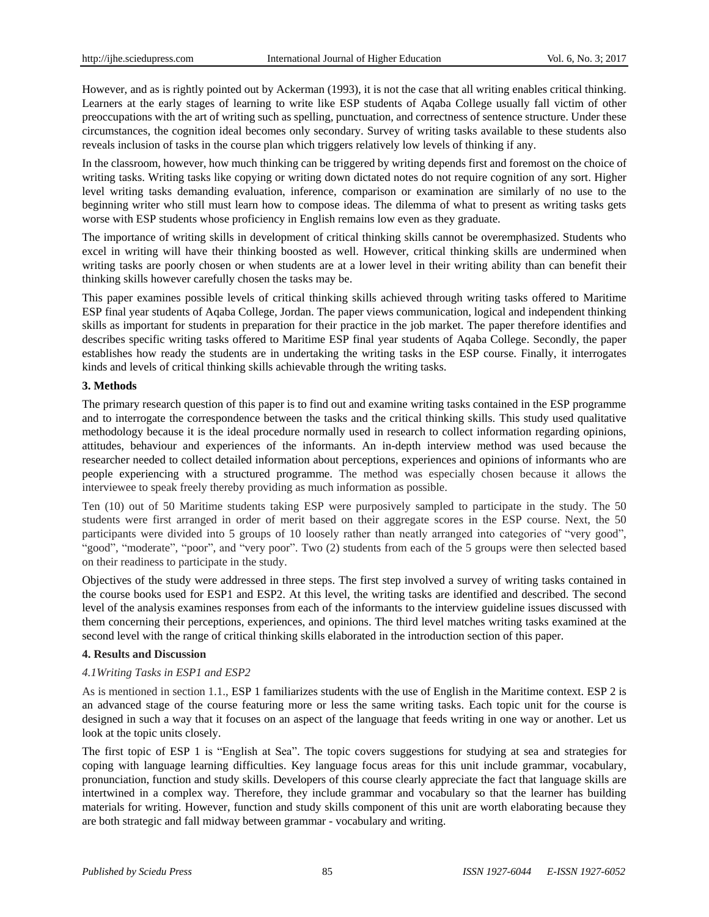However, and as is rightly pointed out by Ackerman (1993), it is not the case that all writing enables critical thinking. Learners at the early stages of learning to write like ESP students of Aqaba College usually fall victim of other preoccupations with the art of writing such as spelling, punctuation, and correctness of sentence structure. Under these circumstances, the cognition ideal becomes only secondary. Survey of writing tasks available to these students also reveals inclusion of tasks in the course plan which triggers relatively low levels of thinking if any.

In the classroom, however, how much thinking can be triggered by writing depends first and foremost on the choice of writing tasks. Writing tasks like copying or writing down dictated notes do not require cognition of any sort. Higher level writing tasks demanding evaluation, inference, comparison or examination are similarly of no use to the beginning writer who still must learn how to compose ideas. The dilemma of what to present as writing tasks gets worse with ESP students whose proficiency in English remains low even as they graduate.

The importance of writing skills in development of critical thinking skills cannot be overemphasized. Students who excel in writing will have their thinking boosted as well. However, critical thinking skills are undermined when writing tasks are poorly chosen or when students are at a lower level in their writing ability than can benefit their thinking skills however carefully chosen the tasks may be.

This paper examines possible levels of critical thinking skills achieved through writing tasks offered to Maritime ESP final year students of Aqaba College, Jordan. The paper views communication, logical and independent thinking skills as important for students in preparation for their practice in the job market. The paper therefore identifies and describes specific writing tasks offered to Maritime ESP final year students of Aqaba College. Secondly, the paper establishes how ready the students are in undertaking the writing tasks in the ESP course. Finally, it interrogates kinds and levels of critical thinking skills achievable through the writing tasks.

## 3. Methods

The primary research question of this paper is to find out and examine writing tasks contained in the ESP programme and to interrogate the correspondence between the tasks and the critical thinking skills. This study used qualitative methodology because it is the ideal procedure normally used in research to collect information regarding opinions, attitudes, behaviour and experiences of the informants. An in-depth interview method was used because the researcher needed to collect detailed information about perceptions, experiences and opinions of informants who are people experiencing with a structured programme. The method was especially chosen because it allows the interviewee to speak freely thereby providing as much information as possible.

Ten (10) out of 50 Maritime students taking ESP were purposively sampled to participate in the study. The 50 students were first arranged in order of merit based on their aggregate scores in the ESP course. Next, the 50 participants were divided into 5 groups of 10 loosely rather than neatly arranged into categories of "very good", "good", "moderate", "poor", and "very poor". Two (2) students from each of the 5 groups were then selected based on their readiness to participate in the study.

Objectives of the study were addressed in three steps. The first step involved a survey of writing tasks contained in the course books used for ESP1 and ESP2. At this level, the writing tasks are identified and described. The second level of the analysis examines responses from each of the informants to the interview guideline issues discussed with them concerning their perceptions, experiences, and opinions. The third level matches writing tasks examined at the second level with the range of critical thinking skills elaborated in the introduction section of this paper.

## 4. Results and Discussion

### *4.1Writing Tasks in ESP1 and ESP2*

As is mentioned in section 1.1., ESP 1 familiarizes students with the use of English in the Maritime context. ESP 2 is an advanced stage of the course featuring more or less the same writing tasks. Each topic unit for the course is designed in such a way that it focuses on an aspect of the language that feeds writing in one way or another. Let us look at the topic units closely.

The first topic of ESP 1 is "English at Sea". The topic covers suggestions for studying at sea and strategies for coping with language learning difficulties. Key language focus areas for this unit include grammar, vocabulary, pronunciation, function and study skills. Developers of this course clearly appreciate the fact that language skills are intertwined in a complex way. Therefore, they include grammar and vocabulary so that the learner has building materials for writing. However, function and study skills component of this unit are worth elaborating because they are both strategic and fall midway between grammar - vocabulary and writing.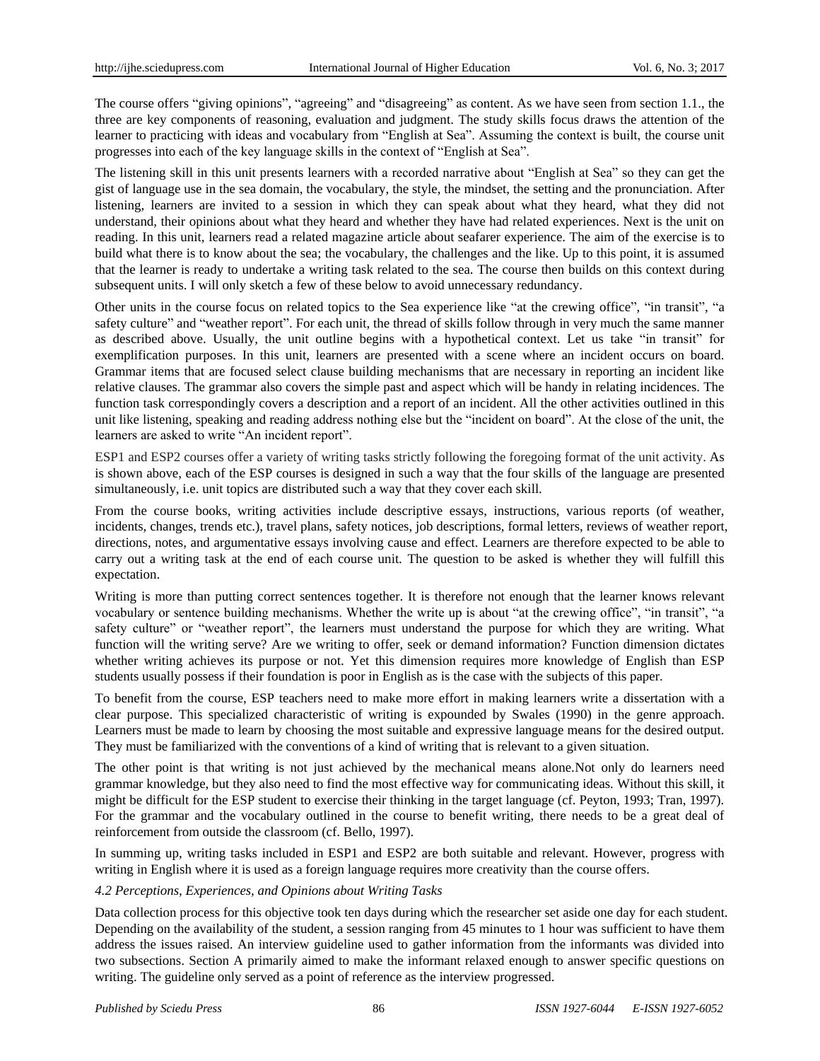The course offers "giving opinions", "agreeing" and "disagreeing" as content. As we have seen from section 1.1., the three are key components of reasoning, evaluation and judgment. The study skills focus draws the attention of the learner to practicing with ideas and vocabulary from "English at Sea". Assuming the context is built, the course unit progresses into each of the key language skills in the context of "English at Sea".

The listening skill in this unit presents learners with a recorded narrative about "English at Sea" so they can get the gist of language use in the sea domain, the vocabulary, the style, the mindset, the setting and the pronunciation. After listening, learners are invited to a session in which they can speak about what they heard, what they did not understand, their opinions about what they heard and whether they have had related experiences. Next is the unit on reading. In this unit, learners read a related magazine article about seafarer experience. The aim of the exercise is to build what there is to know about the sea; the vocabulary, the challenges and the like. Up to this point, it is assumed that the learner is ready to undertake a writing task related to the sea. The course then builds on this context during subsequent units. I will only sketch a few of these below to avoid unnecessary redundancy.

Other units in the course focus on related topics to the Sea experience like "at the crewing office", "in transit", "a safety culture" and "weather report". For each unit, the thread of skills follow through in very much the same manner as described above. Usually, the unit outline begins with a hypothetical context. Let us take "in transit" for exemplification purposes. In this unit, learners are presented with a scene where an incident occurs on board. Grammar items that are focused select clause building mechanisms that are necessary in reporting an incident like relative clauses. The grammar also covers the simple past and aspect which will be handy in relating incidences. The function task correspondingly covers a description and a report of an incident. All the other activities outlined in this unit like listening, speaking and reading address nothing else but the "incident on board". At the close of the unit, the learners are asked to write "An incident report".

ESP1 and ESP2 courses offer a variety of writing tasks strictly following the foregoing format of the unit activity. As is shown above, each of the ESP courses is designed in such a way that the four skills of the language are presented simultaneously, i.e. unit topics are distributed such a way that they cover each skill.

From the course books, writing activities include descriptive essays, instructions, various reports (of weather, incidents, changes, trends etc.), travel plans, safety notices, job descriptions, formal letters, reviews of weather report, directions, notes, and argumentative essays involving cause and effect. Learners are therefore expected to be able to carry out a writing task at the end of each course unit. The question to be asked is whether they will fulfill this expectation.

Writing is more than putting correct sentences together. It is therefore not enough that the learner knows relevant vocabulary or sentence building mechanisms. Whether the write up is about "at the crewing office", "in transit", "a safety culture" or "weather report", the learners must understand the purpose for which they are writing. What function will the writing serve? Are we writing to offer, seek or demand information? Function dimension dictates whether writing achieves its purpose or not. Yet this dimension requires more knowledge of English than ESP students usually possess if their foundation is poor in English as is the case with the subjects of this paper.

To benefit from the course, ESP teachers need to make more effort in making learners write a dissertation with a clear purpose. This specialized characteristic of writing is expounded by Swales (1990) in the genre approach. Learners must be made to learn by choosing the most suitable and expressive language means for the desired output. They must be familiarized with the conventions of a kind of writing that is relevant to a given situation.

The other point is that writing is not just achieved by the mechanical means alone.Not only do learners need grammar knowledge, but they also need to find the most effective way for communicating ideas. Without this skill, it might be difficult for the ESP student to exercise their thinking in the target language (cf. Peyton, 1993; Tran, 1997). For the grammar and the vocabulary outlined in the course to benefit writing, there needs to be a great deal of reinforcement from outside the classroom (cf. Bello, 1997).

In summing up, writing tasks included in ESP1 and ESP2 are both suitable and relevant. However, progress with writing in English where it is used as a foreign language requires more creativity than the course offers.

### *4.2 Perceptions, Experiences, and Opinions about Writing Tasks*

Data collection process for this objective took ten days during which the researcher set aside one day for each student. Depending on the availability of the student, a session ranging from 45 minutes to 1 hour was sufficient to have them address the issues raised. An interview guideline used to gather information from the informants was divided into two subsections. Section A primarily aimed to make the informant relaxed enough to answer specific questions on writing. The guideline only served as a point of reference as the interview progressed.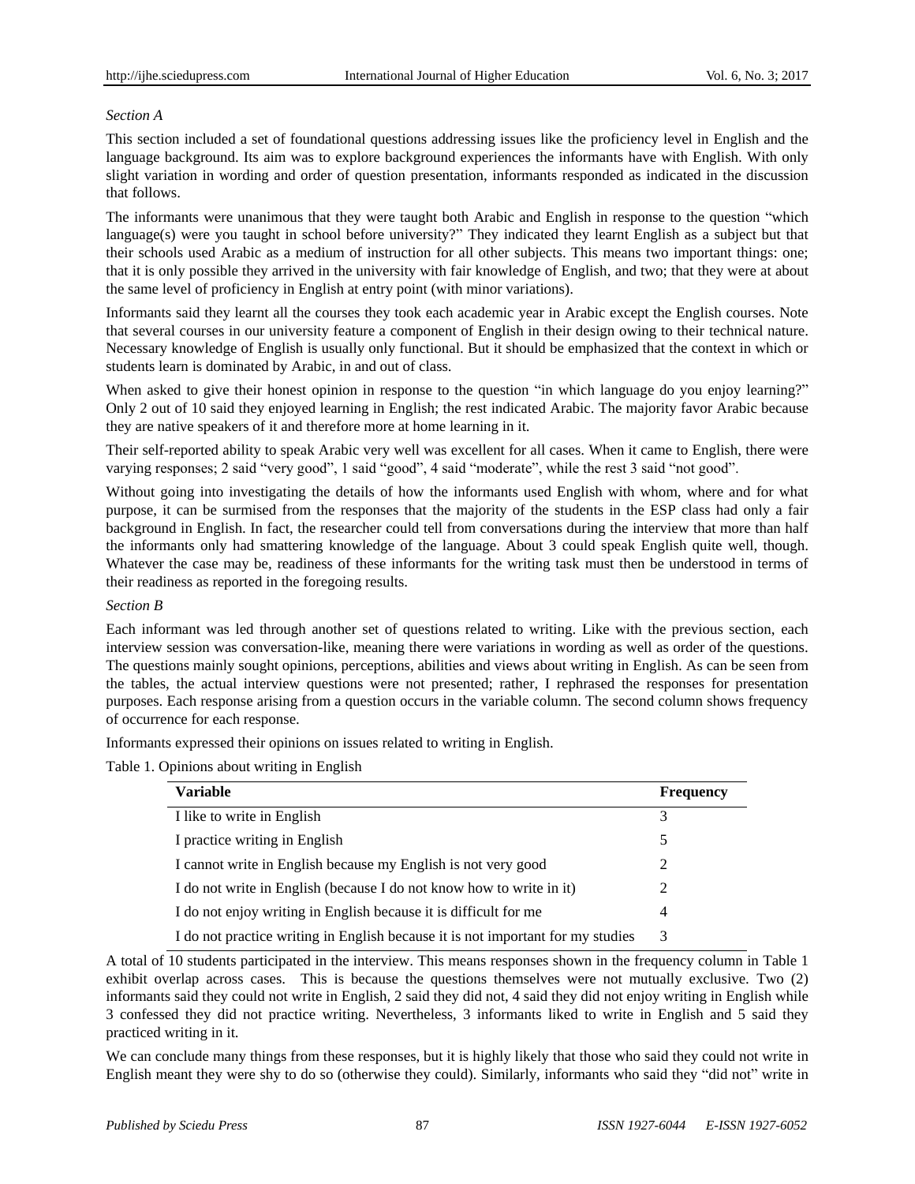*Section A*

This section included a set of foundational questions addressing issues like the proficiency level in English and the language background. Its aim was to explore background experiences the informants have with English. With only slight variation in wording and order of question presentation, informants responded as indicated in the discussion that follows.

The informants were unanimous that they were taught both Arabic and English in response to the question "which language(s) were you taught in school before university?" They indicated they learnt English as a subject but that their schools used Arabic as a medium of instruction for all other subjects. This means two important things: one; that it is only possible they arrived in the university with fair knowledge of English, and two; that they were at about the same level of proficiency in English at entry point (with minor variations).

Informants said they learnt all the courses they took each academic year in Arabic except the English courses. Note that several courses in our university feature a component of English in their design owing to their technical nature. Necessary knowledge of English is usually only functional. But it should be emphasized that the context in which or students learn is dominated by Arabic, in and out of class.

When asked to give their honest opinion in response to the question "in which language do you enjoy learning?" Only 2 out of 10 said they enjoyed learning in English; the rest indicated Arabic. The majority favor Arabic because they are native speakers of it and therefore more at home learning in it.

Their self-reported ability to speak Arabic very well was excellent for all cases. When it came to English, there were varying responses; 2 said "very good", 1 said "good", 4 said "moderate", while the rest 3 said "not good".

Without going into investigating the details of how the informants used English with whom, where and for what purpose, it can be surmised from the responses that the majority of the students in the ESP class had only a fair background in English. In fact, the researcher could tell from conversations during the interview that more than half the informants only had smattering knowledge of the language. About 3 could speak English quite well, though. Whatever the case may be, readiness of these informants for the writing task must then be understood in terms of their readiness as reported in the foregoing results.

*Section B*

Each informant was led through another set of questions related to writing. Like with the previous section, each interview session was conversation-like, meaning there were variations in wording as well as order of the questions. The questions mainly sought opinions, perceptions, abilities and views about writing in English. As can be seen from the tables, the actual interview questions were not presented; rather, I rephrased the responses for presentation purposes. Each response arising from a question occurs in the variable column. The second column shows frequency of occurrence for each response.

Informants expressed their opinions on issues related to writing in English.

Table 1. Opinions about writing in English

| Variable | Frequency |
|---|---|
| I like to write in English | 3 |
| I practice writing in English | 5 |
| I cannot write in English because my English is not very good | 2 |
| I do not write in English (because I do not know how to write in it) | 2 |
| I do not enjoy writing in English because it is difficult for me | 4 |
| I do not practice writing in English because it is not important for my studies | 3 |

A total of 10 students participated in the interview. This means responses shown in the frequency column in Table 1 exhibit overlap across cases. This is because the questions themselves were not mutually exclusive. Two (2) informants said they could not write in English, 2 said they did not, 4 said they did not enjoy writing in English while 3 confessed they did not practice writing. Nevertheless, 3 informants liked to write in English and 5 said they practiced writing in it.

We can conclude many things from these responses, but it is highly likely that those who said they could not write in English meant they were shy to do so (otherwise they could). Similarly, informants who said they "did not" write in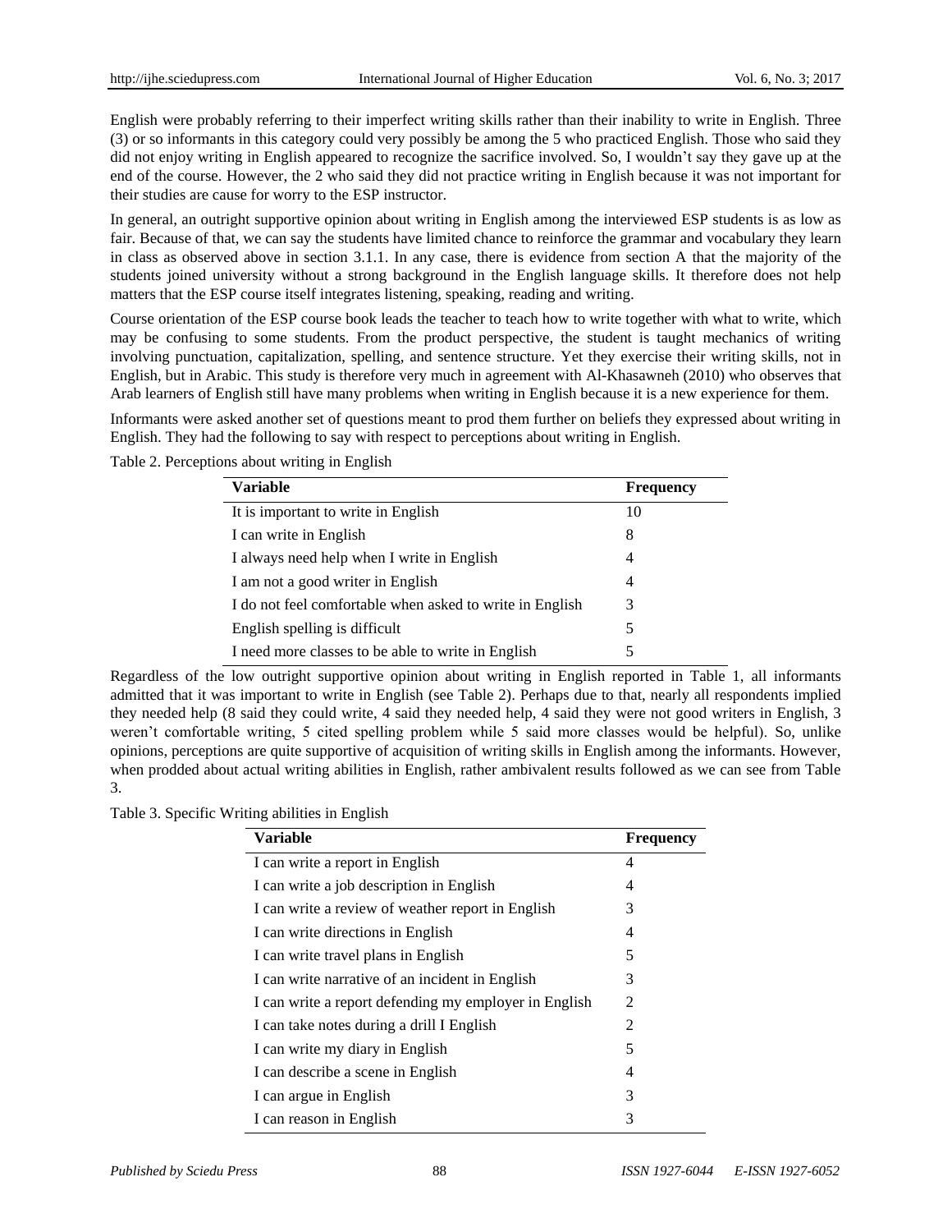English were probably referring to their imperfect writing skills rather than their inability to write in English. Three (3) or so informants in this category could very possibly be among the 5 who practiced English. Those who said they did not enjoy writing in English appeared to recognize the sacrifice involved. So, I wouldn't say they gave up at the end of the course. However, the 2 who said they did not practice writing in English because it was not important for their studies are cause for worry to the ESP instructor.

In general, an outright supportive opinion about writing in English among the interviewed ESP students is as low as fair. Because of that, we can say the students have limited chance to reinforce the grammar and vocabulary they learn in class as observed above in section 3.1.1. In any case, there is evidence from section A that the majority of the students joined university without a strong background in the English language skills. It therefore does not help matters that the ESP course itself integrates listening, speaking, reading and writing.

Course orientation of the ESP course book leads the teacher to teach how to write together with what to write, which may be confusing to some students. From the product perspective, the student is taught mechanics of writing involving punctuation, capitalization, spelling, and sentence structure. Yet they exercise their writing skills, not in English, but in Arabic. This study is therefore very much in agreement with Al-Khasawneh (2010) who observes that Arab learners of English still have many problems when writing in English because it is a new experience for them.

Informants were asked another set of questions meant to prod them further on beliefs they expressed about writing in English. They had the following to say with respect to perceptions about writing in English.

Table 2. Perceptions about writing in English

| Variable | Frequency |
|---|---|
| It is important to write in English | 10 |
| I can write in English | 8 |
| I always need help when I write in English | 4 |
| I am not a good writer in English | 4 |
| I do not feel comfortable when asked to write in English | 3 |
| English spelling is difficult | 5 |
| I need more classes to be able to write in English | 5 |

Regardless of the low outright supportive opinion about writing in English reported in Table 1, all informants admitted that it was important to write in English (see Table 2). Perhaps due to that, nearly all respondents implied they needed help (8 said they could write, 4 said they needed help, 4 said they were not good writers in English, 3 weren't comfortable writing, 5 cited spelling problem while 5 said more classes would be helpful). So, unlike opinions, perceptions are quite supportive of acquisition of writing skills in English among the informants. However, when prodded about actual writing abilities in English, rather ambivalent results followed as we can see from Table 3.

Table 3. Specific Writing abilities in English

| Variable | Frequency |
|---|---|
| I can write a report in English | 4 |
| I can write a job description in English | 4 |
| I can write a review of weather report in English | 3 |
| I can write directions in English | 4 |
| I can write travel plans in English | 5 |
| I can write narrative of an incident in English | 3 |
| I can write a report defending my employer in English | 2 |
| I can take notes during a drill I English | 2 |
| I can write my diary in English | 5 |
| I can describe a scene in English | 4 |
| I can argue in English | 3 |
| I can reason in English | 3 |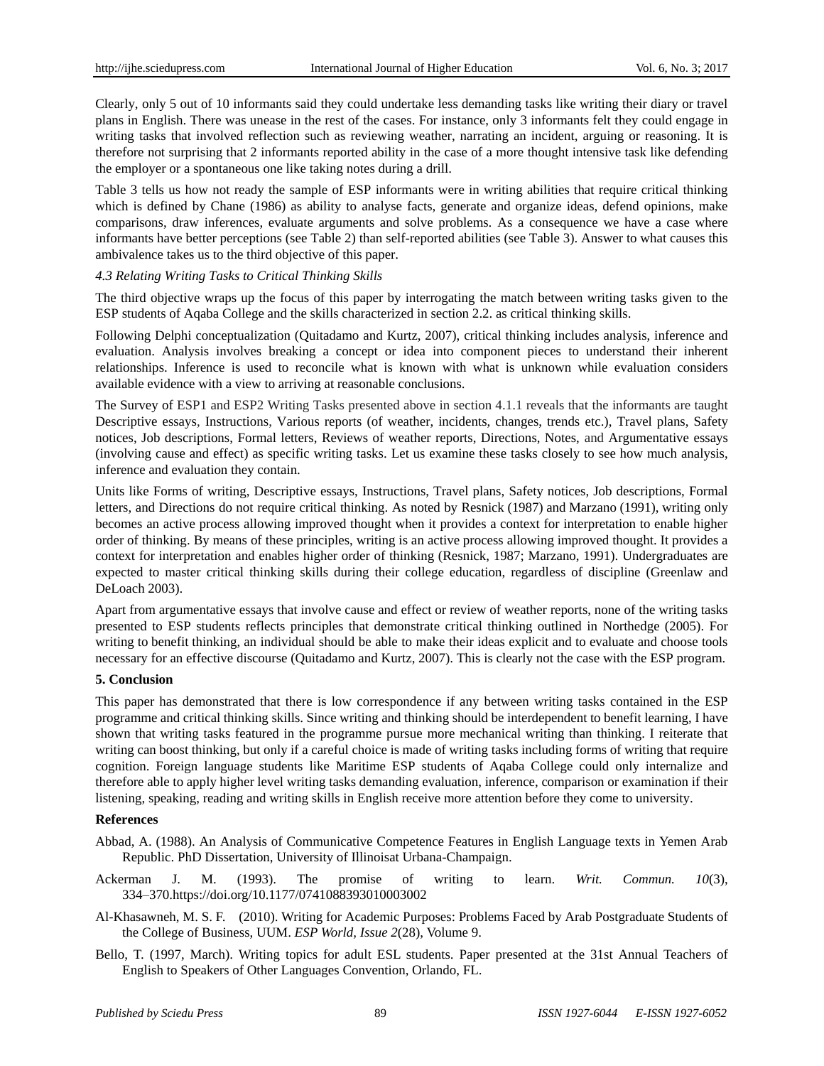Clearly, only 5 out of 10 informants said they could undertake less demanding tasks like writing their diary or travel plans in English. There was unease in the rest of the cases. For instance, only 3 informants felt they could engage in writing tasks that involved reflection such as reviewing weather, narrating an incident, arguing or reasoning. It is therefore not surprising that 2 informants reported ability in the case of a more thought intensive task like defending the employer or a spontaneous one like taking notes during a drill.

Table 3 tells us how not ready the sample of ESP informants were in writing abilities that require critical thinking which is defined by Chane (1986) as ability to analyse facts, generate and organize ideas, defend opinions, make comparisons, draw inferences, evaluate arguments and solve problems. As a consequence we have a case where informants have better perceptions (see Table 2) than self-reported abilities (see Table 3). Answer to what causes this ambivalence takes us to the third objective of this paper.

### *4.3 Relating Writing Tasks to Critical Thinking Skills*

The third objective wraps up the focus of this paper by interrogating the match between writing tasks given to the ESP students of Aqaba College and the skills characterized in section 2.2. as critical thinking skills.

Following Delphi conceptualization (Quitadamo and Kurtz, 2007), critical thinking includes analysis, inference and evaluation. Analysis involves breaking a concept or idea into component pieces to understand their inherent relationships. Inference is used to reconcile what is known with what is unknown while evaluation considers available evidence with a view to arriving at reasonable conclusions.

The Survey of ESP1 and ESP2 Writing Tasks presented above in section 4.1.1 reveals that the informants are taught Descriptive essays, Instructions, Various reports (of weather, incidents, changes, trends etc.), Travel plans, Safety notices, Job descriptions, Formal letters, Reviews of weather reports, Directions, Notes, and Argumentative essays (involving cause and effect) as specific writing tasks. Let us examine these tasks closely to see how much analysis, inference and evaluation they contain.

Units like Forms of writing, Descriptive essays, Instructions, Travel plans, Safety notices, Job descriptions, Formal letters, and Directions do not require critical thinking. As noted by Resnick (1987) and Marzano (1991), writing only becomes an active process allowing improved thought when it provides a context for interpretation to enable higher order of thinking. By means of these principles, writing is an active process allowing improved thought. It provides a context for interpretation and enables higher order of thinking (Resnick, 1987; Marzano, 1991). Undergraduates are expected to master critical thinking skills during their college education, regardless of discipline (Greenlaw and DeLoach 2003).

Apart from argumentative essays that involve cause and effect or review of weather reports, none of the writing tasks presented to ESP students reflects principles that demonstrate critical thinking outlined in Northedge (2005). For writing to benefit thinking, an individual should be able to make their ideas explicit and to evaluate and choose tools necessary for an effective discourse (Quitadamo and Kurtz, 2007). This is clearly not the case with the ESP program.

## 5. Conclusion

This paper has demonstrated that there is low correspondence if any between writing tasks contained in the ESP programme and critical thinking skills. Since writing and thinking should be interdependent to benefit learning, I have shown that writing tasks featured in the programme pursue more mechanical writing than thinking. I reiterate that writing can boost thinking, but only if a careful choice is made of writing tasks including forms of writing that require cognition. Foreign language students like Maritime ESP students of Aqaba College could only internalize and therefore able to apply higher level writing tasks demanding evaluation, inference, comparison or examination if their listening, speaking, reading and writing skills in English receive more attention before they come to university.

## References

Abbad, A. (1988). An Analysis of Communicative Competence Features in English Language texts in Yemen Arab Republic. PhD Dissertation, University of Illinoisat Urbana-Champaign.

Ackerman J. M. (1993). The promise of writing to learn. *Writ. Commun. 10*(3), 334–370.https://doi.org/10.1177/0741088393010003002

Al-Khasawneh, M. S. F. (2010). Writing for Academic Purposes: Problems Faced by Arab Postgraduate Students of the College of Business, UUM. *ESP World, Issue 2*(28), Volume 9.

Bello, T. (1997, March). Writing topics for adult ESL students. Paper presented at the 31st Annual Teachers of English to Speakers of Other Languages Convention, Orlando, FL.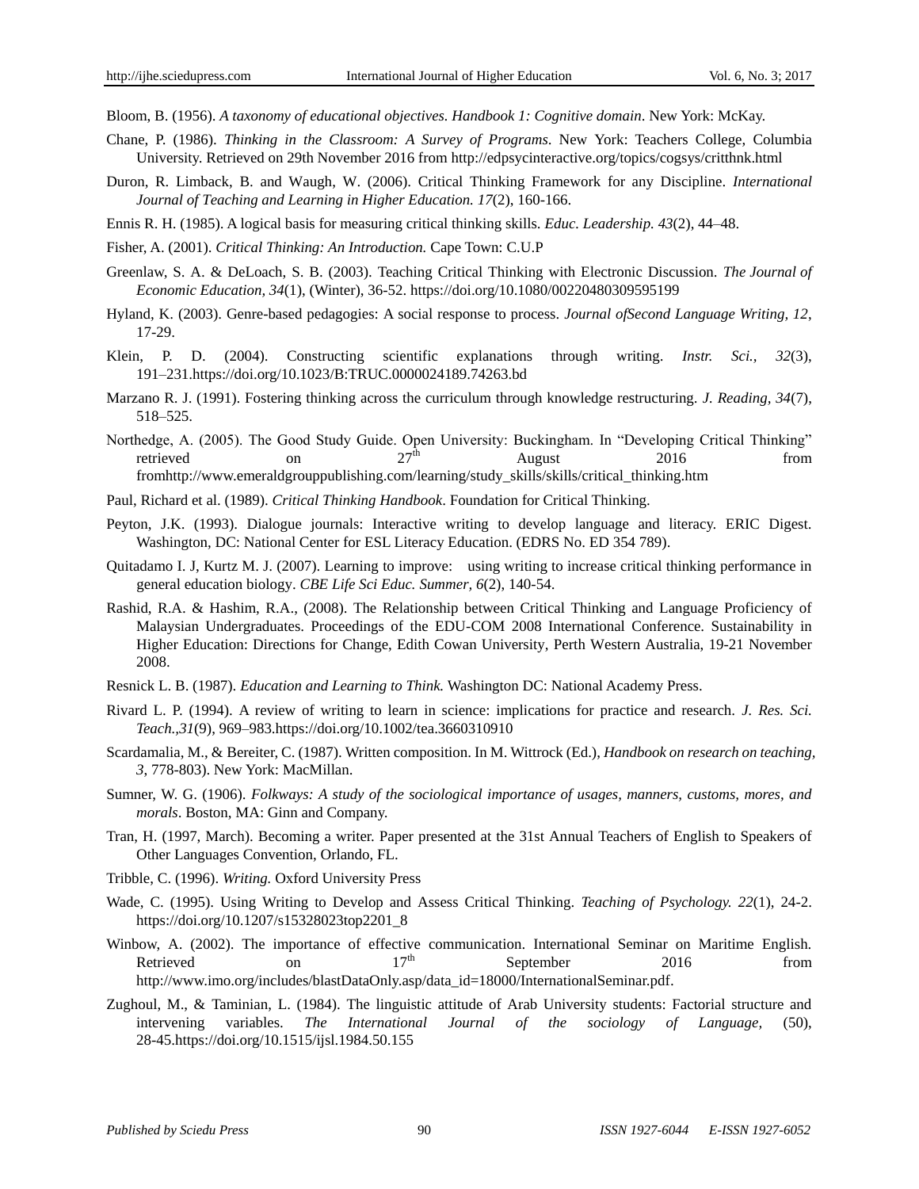Bloom, B. (1956). *A taxonomy of educational objectives. Handbook 1: Cognitive domain*. New York: McKay.

Chane, P. (1986). *Thinking in the Classroom: A Survey of Programs*. New York: Teachers College, Columbia University. Retrieved on 29th November 2016 from http://edpsycinteractive.org/topics/cogsys/critthnk.html

Duron, R. Limback, B. and Waugh, W. (2006). Critical Thinking Framework for any Discipline. *International Journal of Teaching and Learning in Higher Education. 17*(2), 160-166.

Ennis R. H. (1985). A logical basis for measuring critical thinking skills. *Educ. Leadership. 43*(2), 44–48.

Fisher, A. (2001). *Critical Thinking: An Introduction.* Cape Town: C.U.P

Greenlaw, S. A. & DeLoach, S. B. (2003). Teaching Critical Thinking with Electronic Discussion. *The Journal of Economic Education, 34*(1), (Winter), 36-52. https://doi.org/10.1080/00220480309595199

Hyland, K. (2003). Genre-based pedagogies: A social response to process. *Journal ofSecond Language Writing, 12*, 17-29.

Klein, P. D. (2004). Constructing scientific explanations through writing. *Instr. Sci., 32*(3), 191–231.https://doi.org/10.1023/B:TRUC.0000024189.74263.bd

Marzano R. J. (1991). Fostering thinking across the curriculum through knowledge restructuring. *J. Reading, 34*(7), 518–525.

Northedge, A. (2005). The Good Study Guide. Open University: Buckingham. In "Developing Critical Thinking" retrieved on 27th August 2016 from fromhttp://www.emeraldgrouppublishing.com/learning/study_skills/skills/critical_thinking.htm

Paul, Richard et al. (1989). *Critical Thinking Handbook*. Foundation for Critical Thinking.

Peyton, J.K. (1993). Dialogue journals: Interactive writing to develop language and literacy. ERIC Digest. Washington, DC: National Center for ESL Literacy Education. (EDRS No. ED 354 789).

Quitadamo I. J, Kurtz M. J. (2007). Learning to improve: using writing to increase critical thinking performance in general education biology. *CBE Life Sci Educ. Summer, 6*(2), 140-54.

Rashid, R.A. & Hashim, R.A., (2008). The Relationship between Critical Thinking and Language Proficiency of Malaysian Undergraduates. Proceedings of the EDU-COM 2008 International Conference. Sustainability in Higher Education: Directions for Change, Edith Cowan University, Perth Western Australia, 19-21 November 2008.

Resnick L. B. (1987). *Education and Learning to Think.* Washington DC: National Academy Press.

Rivard L. P. (1994). A review of writing to learn in science: implications for practice and research. *J. Res. Sci. Teach.,31*(9), 969–983.https://doi.org/10.1002/tea.3660310910

Scardamalia, M., & Bereiter, C. (1987). Written composition. In M. Wittrock (Ed.), *Handbook on research on teaching, 3*, 778-803). New York: MacMillan.

Sumner, W. G. (1906). *Folkways: A study of the sociological importance of usages, manners, customs, mores, and morals*. Boston, MA: Ginn and Company.

Tran, H. (1997, March). Becoming a writer. Paper presented at the 31st Annual Teachers of English to Speakers of Other Languages Convention, Orlando, FL.

Tribble, C. (1996). *Writing.* Oxford University Press

Wade, C. (1995). Using Writing to Develop and Assess Critical Thinking. *Teaching of Psychology. 22*(1), 24-2. https://doi.org/10.1207/s15328023top2201_8

Winbow, A. (2002). The importance of effective communication. International Seminar on Maritime English. Retrieved on 17th September 2016 from http://www.imo.org/includes/blastDataOnly.asp/data_id=18000/InternationalSeminar.pdf.

Zughoul, M., & Taminian, L. (1984). The linguistic attitude of Arab University students: Factorial structure and intervening variables. *The International Journal of the sociology of Language,* (50), 28-45.https://doi.org/10.1515/ijsl.1984.50.155